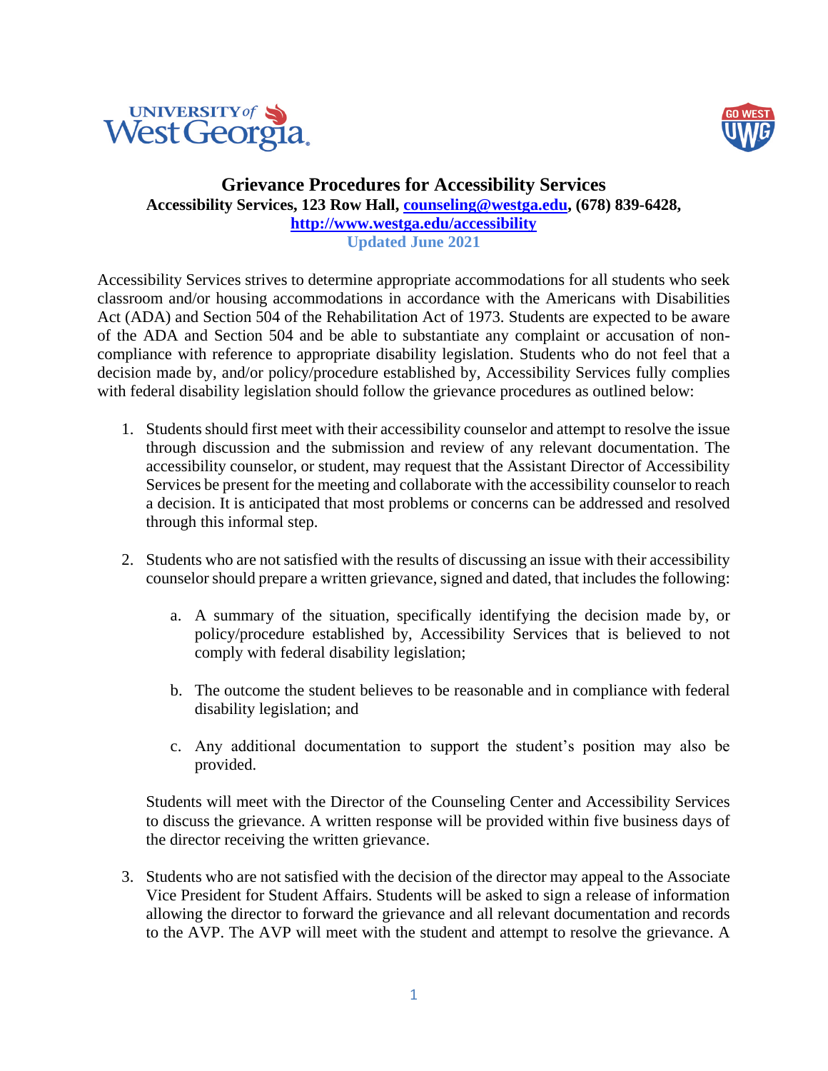# Grievance Procedures for Accessibility Services

**Accessibility Services, 123 Row Hall, [counseling@westga.edu](mailto:counseling@westga.edu), (678) 839-6428,**
**[http://www.westga.edu/accessibility](http://www.westga.edu/accessibility)**
**Updated June 2021**

Accessibility Services strives to determine appropriate accommodations for all students who seek classroom and/or housing accommodations in accordance with the Americans with Disabilities Act (ADA) and Section 504 of the Rehabilitation Act of 1973. Students are expected to be aware of the ADA and Section 504 and be able to substantiate any complaint or accusation of non-compliance with reference to appropriate disability legislation. Students who do not feel that a decision made by, and/or policy/procedure established by, Accessibility Services fully complies with federal disability legislation should follow the grievance procedures as outlined below:

1. Students should first meet with their accessibility counselor and attempt to resolve the issue through discussion and the submission and review of any relevant documentation. The accessibility counselor, or student, may request that the Assistant Director of Accessibility Services be present for the meeting and collaborate with the accessibility counselor to reach a decision. It is anticipated that most problems or concerns can be addressed and resolved through this informal step.

2. Students who are not satisfied with the results of discussing an issue with their accessibility counselor should prepare a written grievance, signed and dated, that includes the following:

    a. A summary of the situation, specifically identifying the decision made by, or policy/procedure established by, Accessibility Services that is believed to not comply with federal disability legislation;

    b. The outcome the student believes to be reasonable and in compliance with federal disability legislation; and

    c. Any additional documentation to support the student's position may also be provided.

    Students will meet with the Director of the Counseling Center and Accessibility Services to discuss the grievance. A written response will be provided within five business days of the director receiving the written grievance.

3. Students who are not satisfied with the decision of the director may appeal to the Associate Vice President for Student Affairs. Students will be asked to sign a release of information allowing the director to forward the grievance and all relevant documentation and records to the AVP. The AVP will meet with the student and attempt to resolve the grievance. A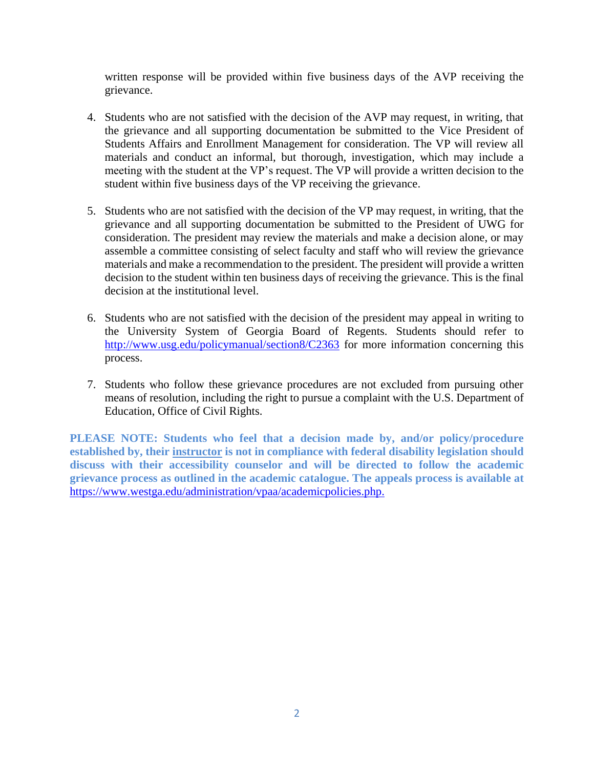written response will be provided within five business days of the AVP receiving the grievance.

4. Students who are not satisfied with the decision of the AVP may request, in writing, that the grievance and all supporting documentation be submitted to the Vice President of Students Affairs and Enrollment Management for consideration. The VP will review all materials and conduct an informal, but thorough, investigation, which may include a meeting with the student at the VP's request. The VP will provide a written decision to the student within five business days of the VP receiving the grievance.

5. Students who are not satisfied with the decision of the VP may request, in writing, that the grievance and all supporting documentation be submitted to the President of UWG for consideration. The president may review the materials and make a decision alone, or may assemble a committee consisting of select faculty and staff who will review the grievance materials and make a recommendation to the president. The president will provide a written decision to the student within ten business days of receiving the grievance. This is the final decision at the institutional level.

6. Students who are not satisfied with the decision of the president may appeal in writing to the University System of Georgia Board of Regents. Students should refer to http://www.usg.edu/policymanual/section8/C2363 for more information concerning this process.

7. Students who follow these grievance procedures are not excluded from pursuing other means of resolution, including the right to pursue a complaint with the U.S. Department of Education, Office of Civil Rights.

**PLEASE NOTE: Students who feel that a decision made by, and/or policy/procedure established by, their <u>instructor</u> is not in compliance with federal disability legislation should discuss with their accessibility counselor and will be directed to follow the academic grievance process as outlined in the academic catalogue. The appeals process is available at** https://www.westga.edu/administration/vpaa/academicpolicies.php.